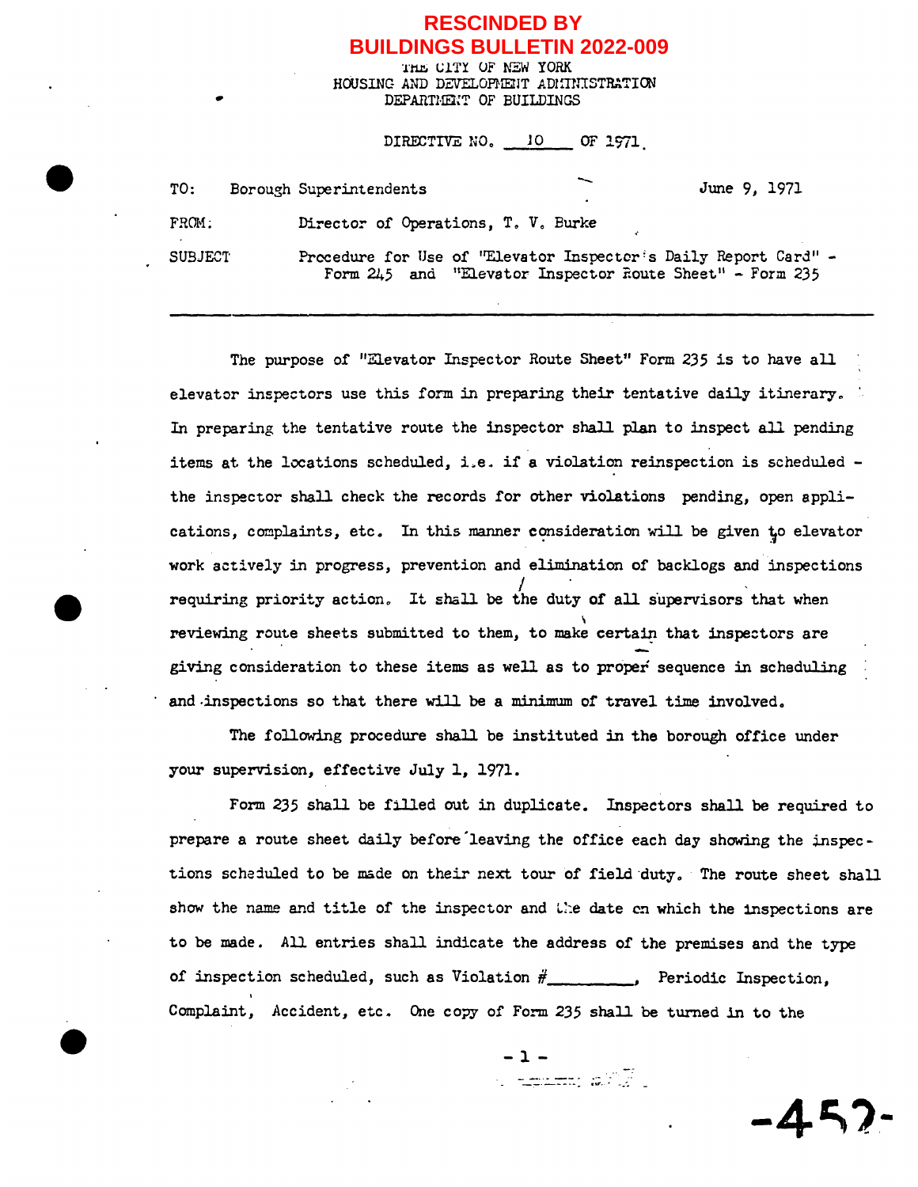**RESCINDED BY BUILDINGS BULLETIN 2022-009**

THE CITY OF NEW YORK
HOUSING AND DEVELOPMENT ADMINISTRATION
DEPARTMENT OF BUILDINGS

DIRECTIVE NO. 10 OF 1971.

TO: Borough Superintendents

June 9, 1971

FROM: Director of Operations, T. V. Burke

SUBJECT: Procedure for Use of "Elevator Inspector's Daily Report Card" - Form 245 and "Elevator Inspector Route Sheet" - Form 235

---

The purpose of "Elevator Inspector Route Sheet" Form 235 is to have all elevator inspectors use this form in preparing their tentative daily itinerary. In preparing the tentative route the inspector shall plan to inspect all pending items at the locations scheduled, i.e. if a violation reinspection is scheduled - the inspector shall check the records for other violations pending, open applications, complaints, etc. In this manner consideration will be given to elevator work actively in progress, prevention and elimination of backlogs and inspections requiring priority action. It shall be the duty of all supervisors that when reviewing route sheets submitted to them, to make certain that inspectors are giving consideration to these items as well as to proper sequence in scheduling and inspections so that there will be a minimum of travel time involved.

The following procedure shall be instituted in the borough office under your supervision, effective July 1, 1971.

Form 235 shall be filled out in duplicate. Inspectors shall be required to prepare a route sheet daily before leaving the office each day showing the inspections scheduled to be made on their next tour of field duty. The route sheet shall show the name and title of the inspector and the date on which the inspections are to be made. All entries shall indicate the address of the premises and the type of inspection scheduled, such as Violation #________, Periodic Inspection, Complaint, Accident, etc. One copy of Form 235 shall be turned in to the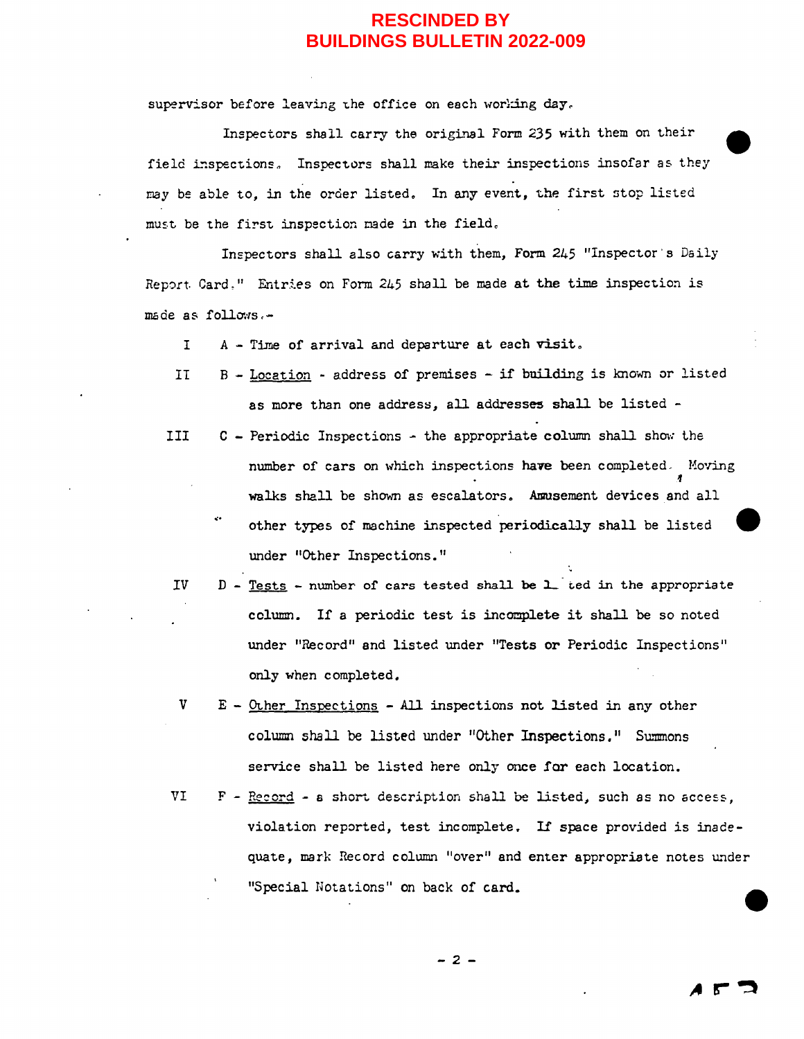**RESCINDED BY BUILDINGS BULLETIN 2022-009**

supervisor before leaving the office on each working day.

Inspectors shall carry the original Form 235 with them on their field inspections. Inspectors shall make their inspections insofar as they may be able to, in the order listed. In any event, the first stop listed must be the first inspection made in the field.

Inspectors shall also carry with them, Form 245 "Inspector's Daily Report Card." Entries on Form 245 shall be made at the time inspection is made as follows:-

I A - Time of arrival and departure at each visit.

II B - Location - address of premises - if building is known or listed as more than one address, all addresses shall be listed -

III C - Periodic Inspections - the appropriate column shall show the number of cars on which inspections have been completed. Moving walks shall be shown as escalators. Amusement devices and all other types of machine inspected periodically shall be listed under "Other Inspections."

IV D - Tests - number of cars tested shall be listed in the appropriate column. If a periodic test is incomplete it shall be so noted under "Record" and listed under "Tests or Periodic Inspections" only when completed.

V E - Other Inspections - All inspections not listed in any other column shall be listed under "Other Inspections." Summons service shall be listed here only once for each location.

VI F - Record - a short description shall be listed, such as no access, violation reported, test incomplete. If space provided is inadequate, mark Record column "over" and enter appropriate notes under "Special Notations" on back of card.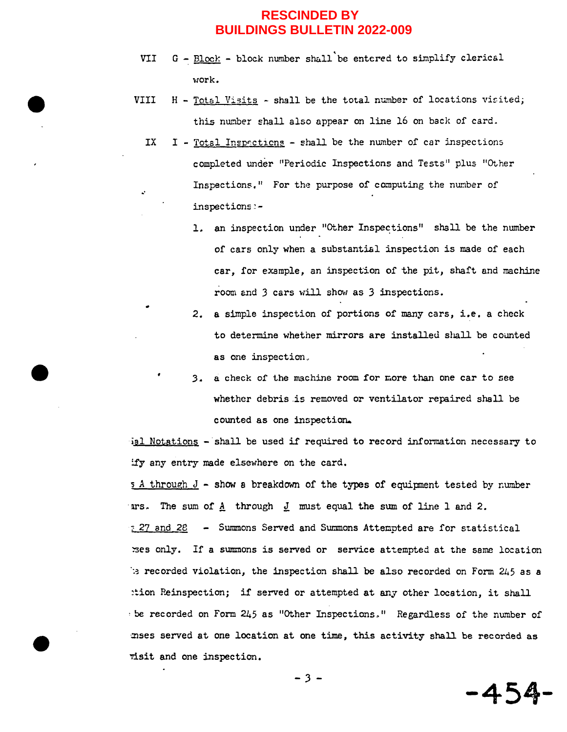**RESCINDED BY BUILDINGS BULLETIN 2022-009**

VII G - Block - block number shall be entered to simplify clerical work.

VIII H - Total Visits - shall be the total number of locations visited; this number shall also appear on line 16 on back of card.

IX I - Total Inspections - shall be the number of car inspections completed under "Periodic Inspections and Tests" plus "Other Inspections." For the purpose of computing the number of inspections:-

1. an inspection under "Other Inspections" shall be the number of cars only when a substantial inspection is made of each car, for example, an inspection of the pit, shaft and machine room and 3 cars will show as 3 inspections.
2. a simple inspection of portions of many cars, i.e. a check to determine whether mirrors are installed shall be counted as one inspection.
3. a check of the machine room for more than one car to see whether debris is removed or ventilator repaired shall be counted as one inspection.

ial Notations - shall be used if required to record information necessary to ify any entry made elsewhere on the card.

s A through J - show a breakdown of the types of equipment tested by number ars. The sum of A through J must equal the sum of line 1 and 2.

s 27 and 28 - Summons Served and Summons Attempted are for statistical ses only. If a summons is served or service attempted at the same location e recorded violation, the inspection shall be also recorded on Form 245 as a tion Reinspection; if served or attempted at any other location, it shall be recorded on Form 245 as "Other Inspections." Regardless of the number of nses served at one location at one time, this activity shall be recorded as visit and one inspection.

-454-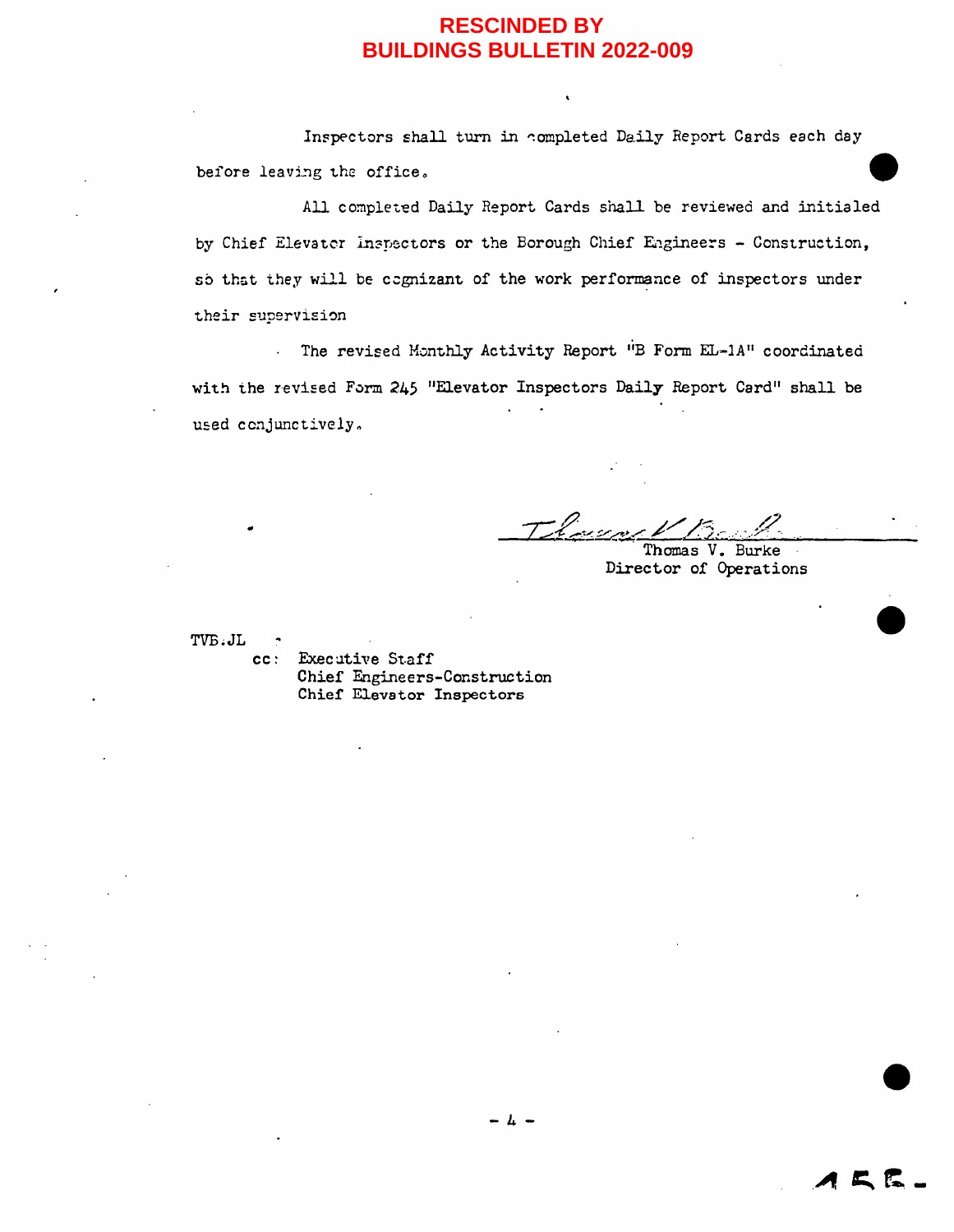**RESCINDED BY**
**BUILDINGS BULLETIN 2022-009**

Inspectors shall turn in completed Daily Report Cards each day before leaving the office.

All completed Daily Report Cards shall be reviewed and initialed by Chief Elevator Inspectors or the Borough Chief Engineers - Construction, so that they will be cognizant of the work performance of inspectors under their supervision

The revised Monthly Activity Report "B Form EL-1A" coordinated with the revised Form 245 "Elevator Inspectors Daily Report Card" shall be used conjunctively.

Thomas V. Burke
Director of Operations

TVB:JL

cc: Executive Staff
Chief Engineers-Construction
Chief Elevator Inspectors